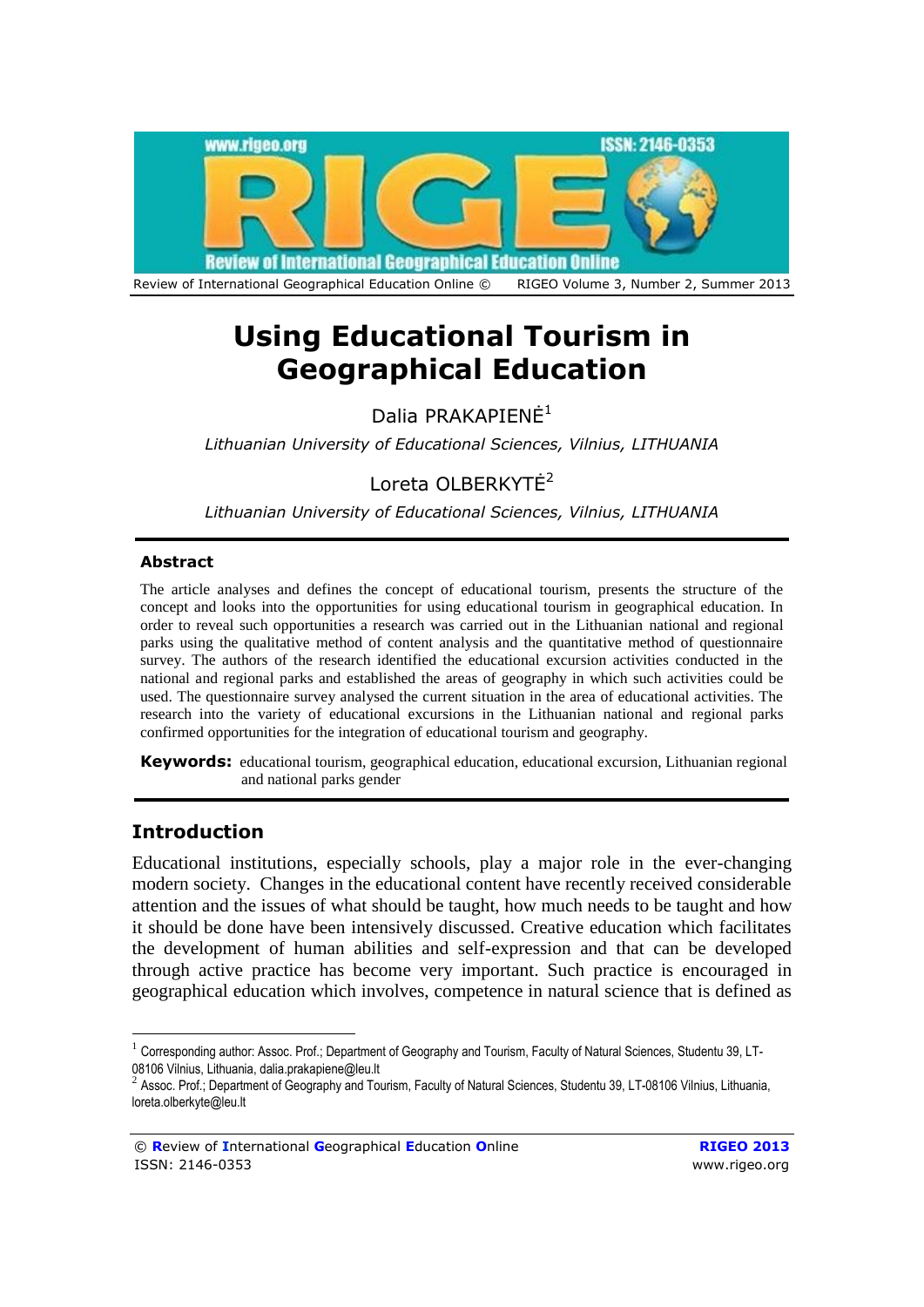# Using Educational Tourism in Geographical Education

Dalia PRAKAPIENĖ[1]

*Lithuanian University of Educational Sciences, Vilnius, LITHUANIA*

Loreta OLBERKYTĖ[2]

*Lithuanian University of Educational Sciences, Vilnius, LITHUANIA*

### Abstract

The article analyses and defines the concept of educational tourism, presents the structure of the concept and looks into the opportunities for using educational tourism in geographical education. In order to reveal such opportunities a research was carried out in the Lithuanian national and regional parks using the qualitative method of content analysis and the quantitative method of questionnaire survey. The authors of the research identified the educational excursion activities conducted in the national and regional parks and established the areas of geography in which such activities could be used. The questionnaire survey analysed the current situation in the area of educational activities. The research into the variety of educational excursions in the Lithuanian national and regional parks confirmed opportunities for the integration of educational tourism and geography.

**Keywords:** educational tourism, geographical education, educational excursion, Lithuanian regional and national parks gender

## Introduction

Educational institutions, especially schools, play a major role in the ever-changing modern society. Changes in the educational content have recently received considerable attention and the issues of what should be taught, how much needs to be taught and how it should be done have been intensively discussed. Creative education which facilitates the development of human abilities and self-expression and that can be developed through active practice has become very important. Such practice is encouraged in geographical education which involves, competence in natural science that is defined as

---

[1] Corresponding author: Assoc. Prof.; Department of Geography and Tourism, Faculty of Natural Sciences, Studentu 39, LT-08106 Vilnius, Lithuania, dalia.prakapiene@leu.lt

[2] Assoc. Prof.; Department of Geography and Tourism, Faculty of Natural Sciences, Studentu 39, LT-08106 Vilnius, Lithuania, loreta.olberkyte@leu.lt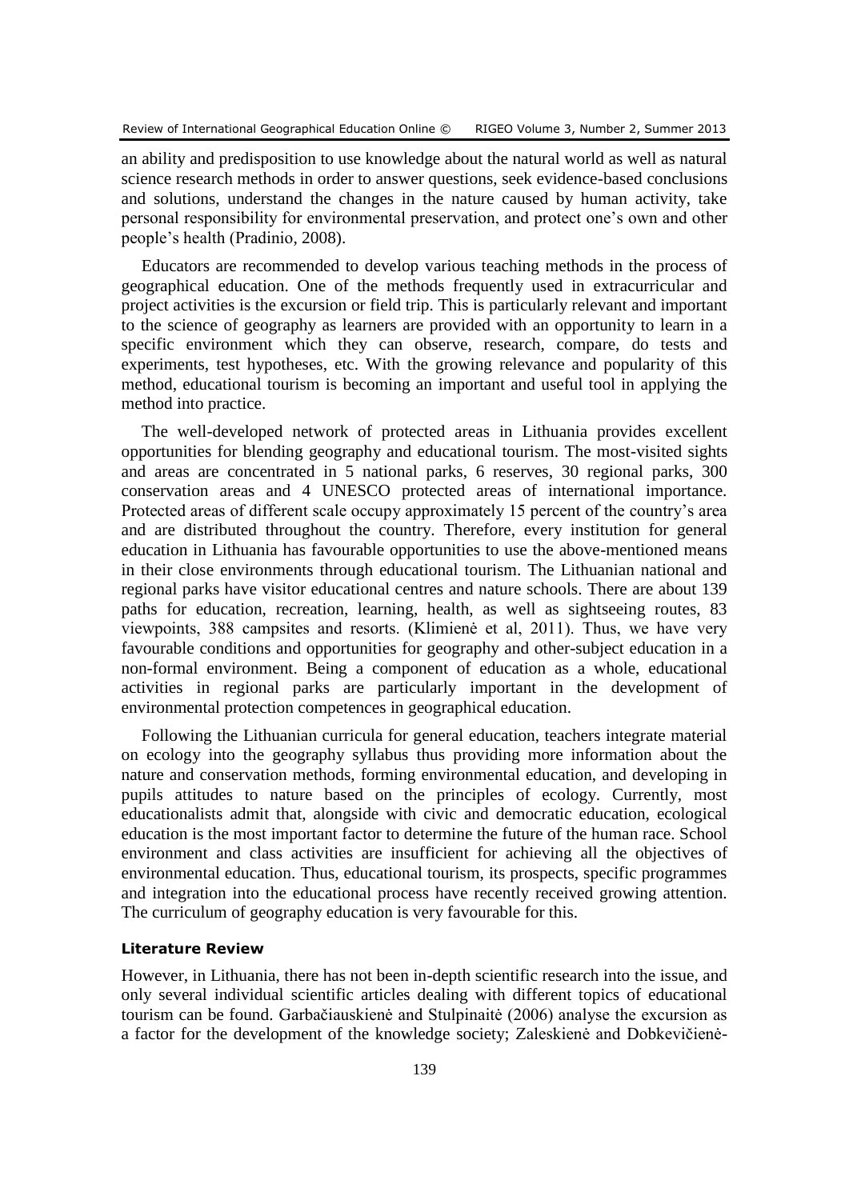an ability and predisposition to use knowledge about the natural world as well as natural science research methods in order to answer questions, seek evidence-based conclusions and solutions, understand the changes in the nature caused by human activity, take personal responsibility for environmental preservation, and protect one's own and other people's health (Pradinio, 2008).

Educators are recommended to develop various teaching methods in the process of geographical education. One of the methods frequently used in extracurricular and project activities is the excursion or field trip. This is particularly relevant and important to the science of geography as learners are provided with an opportunity to learn in a specific environment which they can observe, research, compare, do tests and experiments, test hypotheses, etc. With the growing relevance and popularity of this method, educational tourism is becoming an important and useful tool in applying the method into practice.

The well-developed network of protected areas in Lithuania provides excellent opportunities for blending geography and educational tourism. The most-visited sights and areas are concentrated in 5 national parks, 6 reserves, 30 regional parks, 300 conservation areas and 4 UNESCO protected areas of international importance. Protected areas of different scale occupy approximately 15 percent of the country's area and are distributed throughout the country. Therefore, every institution for general education in Lithuania has favourable opportunities to use the above-mentioned means in their close environments through educational tourism. The Lithuanian national and regional parks have visitor educational centres and nature schools. There are about 139 paths for education, recreation, learning, health, as well as sightseeing routes, 83 viewpoints, 388 campsites and resorts. (Klimienė et al, 2011). Thus, we have very favourable conditions and opportunities for geography and other-subject education in a non-formal environment. Being a component of education as a whole, educational activities in regional parks are particularly important in the development of environmental protection competences in geographical education.

Following the Lithuanian curricula for general education, teachers integrate material on ecology into the geography syllabus thus providing more information about the nature and conservation methods, forming environmental education, and developing in pupils attitudes to nature based on the principles of ecology. Currently, most educationalists admit that, alongside with civic and democratic education, ecological education is the most important factor to determine the future of the human race. School environment and class activities are insufficient for achieving all the objectives of environmental education. Thus, educational tourism, its prospects, specific programmes and integration into the educational process have recently received growing attention. The curriculum of geography education is very favourable for this.

### Literature Review

However, in Lithuania, there has not been in-depth scientific research into the issue, and only several individual scientific articles dealing with different topics of educational tourism can be found. Garbačiauskienė and Stulpinaitė (2006) analyse the excursion as a factor for the development of the knowledge society; Zaleskienė and Dobkevičienė-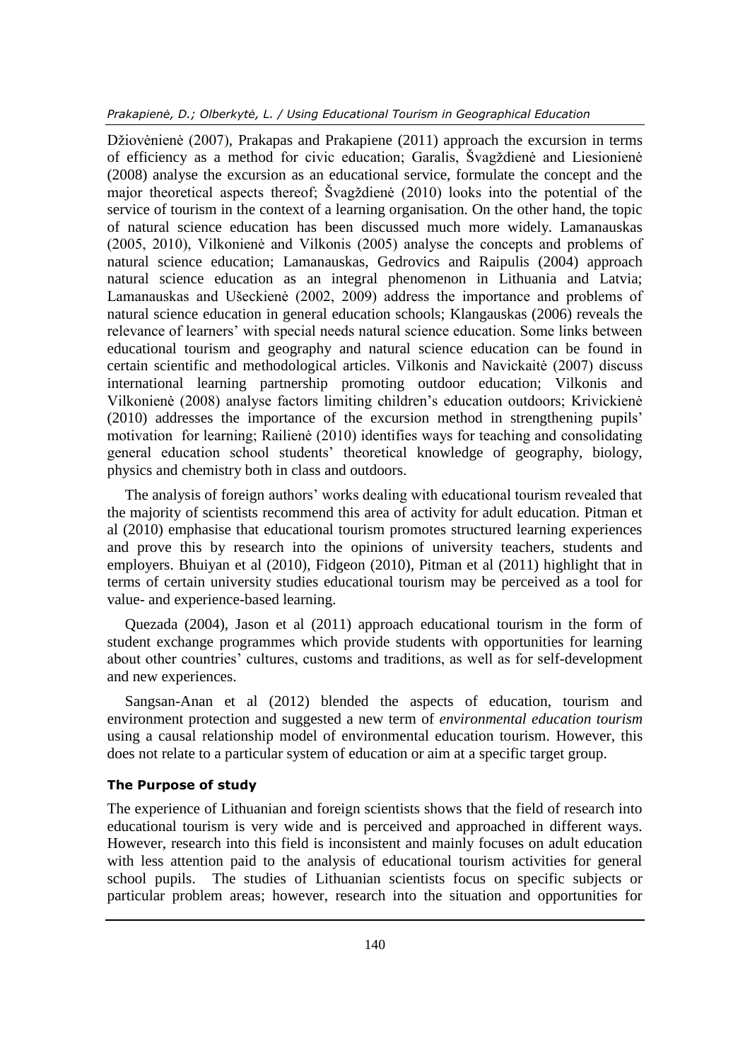Džiovėnienė (2007), Prakapas and Prakapiene (2011) approach the excursion in terms of efficiency as a method for civic education; Garalis, Švagždienė and Liesionienė (2008) analyse the excursion as an educational service, formulate the concept and the major theoretical aspects thereof; Švagždienė (2010) looks into the potential of the service of tourism in the context of a learning organisation. On the other hand, the topic of natural science education has been discussed much more widely. Lamanauskas (2005, 2010), Vilkonienė and Vilkonis (2005) analyse the concepts and problems of natural science education; Lamanauskas, Gedrovics and Raipulis (2004) approach natural science education as an integral phenomenon in Lithuania and Latvia; Lamanauskas and Ušeckienė (2002, 2009) address the importance and problems of natural science education in general education schools; Klangauskas (2006) reveals the relevance of learners' with special needs natural science education. Some links between educational tourism and geography and natural science education can be found in certain scientific and methodological articles. Vilkonis and Navickaitė (2007) discuss international learning partnership promoting outdoor education; Vilkonis and Vilkonienė (2008) analyse factors limiting children's education outdoors; Krivickienė (2010) addresses the importance of the excursion method in strengthening pupils' motivation for learning; Railienė (2010) identifies ways for teaching and consolidating general education school students' theoretical knowledge of geography, biology, physics and chemistry both in class and outdoors.

The analysis of foreign authors' works dealing with educational tourism revealed that the majority of scientists recommend this area of activity for adult education. Pitman et al (2010) emphasise that educational tourism promotes structured learning experiences and prove this by research into the opinions of university teachers, students and employers. Bhuiyan et al (2010), Fidgeon (2010), Pitman et al (2011) highlight that in terms of certain university studies educational tourism may be perceived as a tool for value- and experience-based learning.

Quezada (2004), Jason et al (2011) approach educational tourism in the form of student exchange programmes which provide students with opportunities for learning about other countries' cultures, customs and traditions, as well as for self-development and new experiences.

Sangsan-Anan et al (2012) blended the aspects of education, tourism and environment protection and suggested a new term of *environmental education tourism* using a causal relationship model of environmental education tourism. However, this does not relate to a particular system of education or aim at a specific target group.

## The Purpose of study

The experience of Lithuanian and foreign scientists shows that the field of research into educational tourism is very wide and is perceived and approached in different ways. However, research into this field is inconsistent and mainly focuses on adult education with less attention paid to the analysis of educational tourism activities for general school pupils. The studies of Lithuanian scientists focus on specific subjects or particular problem areas; however, research into the situation and opportunities for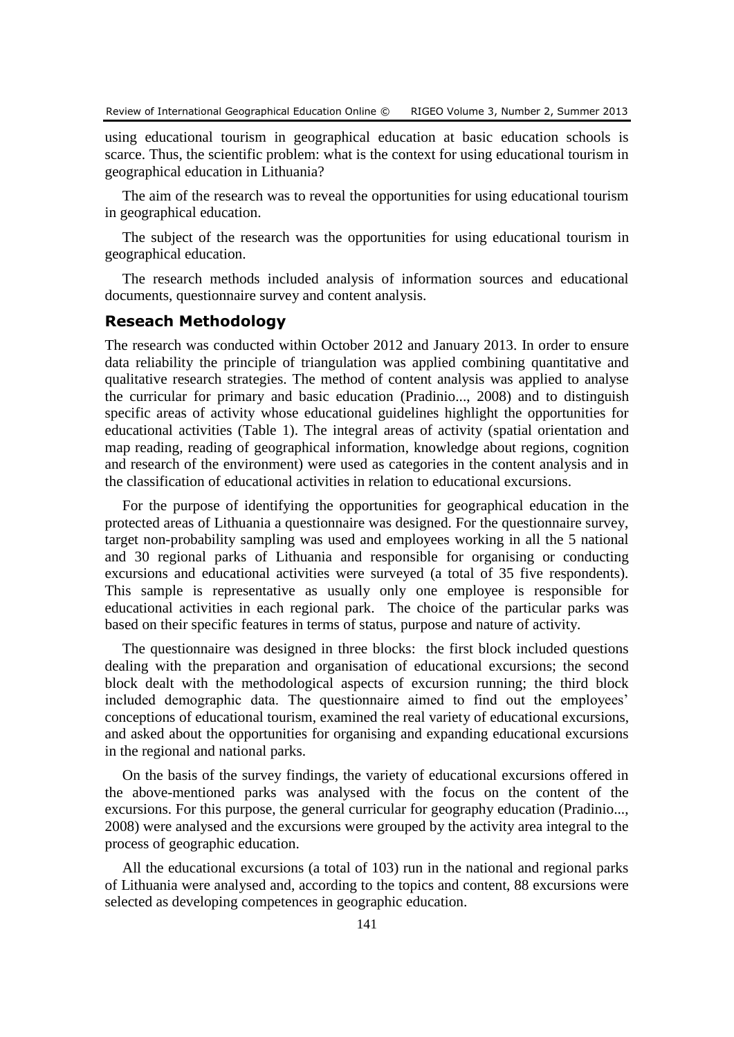using educational tourism in geographical education at basic education schools is scarce. Thus, the scientific problem: what is the context for using educational tourism in geographical education in Lithuania?

The aim of the research was to reveal the opportunities for using educational tourism in geographical education.

The subject of the research was the opportunities for using educational tourism in geographical education.

The research methods included analysis of information sources and educational documents, questionnaire survey and content analysis.

## Reseach Methodology

The research was conducted within October 2012 and January 2013. In order to ensure data reliability the principle of triangulation was applied combining quantitative and qualitative research strategies. The method of content analysis was applied to analyse the curricular for primary and basic education (Pradinio..., 2008) and to distinguish specific areas of activity whose educational guidelines highlight the opportunities for educational activities (Table 1). The integral areas of activity (spatial orientation and map reading, reading of geographical information, knowledge about regions, cognition and research of the environment) were used as categories in the content analysis and in the classification of educational activities in relation to educational excursions.

For the purpose of identifying the opportunities for geographical education in the protected areas of Lithuania a questionnaire was designed. For the questionnaire survey, target non-probability sampling was used and employees working in all the 5 national and 30 regional parks of Lithuania and responsible for organising or conducting excursions and educational activities were surveyed (a total of 35 five respondents). This sample is representative as usually only one employee is responsible for educational activities in each regional park. The choice of the particular parks was based on their specific features in terms of status, purpose and nature of activity.

The questionnaire was designed in three blocks: the first block included questions dealing with the preparation and organisation of educational excursions; the second block dealt with the methodological aspects of excursion running; the third block included demographic data. The questionnaire aimed to find out the employees' conceptions of educational tourism, examined the real variety of educational excursions, and asked about the opportunities for organising and expanding educational excursions in the regional and national parks.

On the basis of the survey findings, the variety of educational excursions offered in the above-mentioned parks was analysed with the focus on the content of the excursions. For this purpose, the general curricular for geography education (Pradinio..., 2008) were analysed and the excursions were grouped by the activity area integral to the process of geographic education.

All the educational excursions (a total of 103) run in the national and regional parks of Lithuania were analysed and, according to the topics and content, 88 excursions were selected as developing competences in geographic education.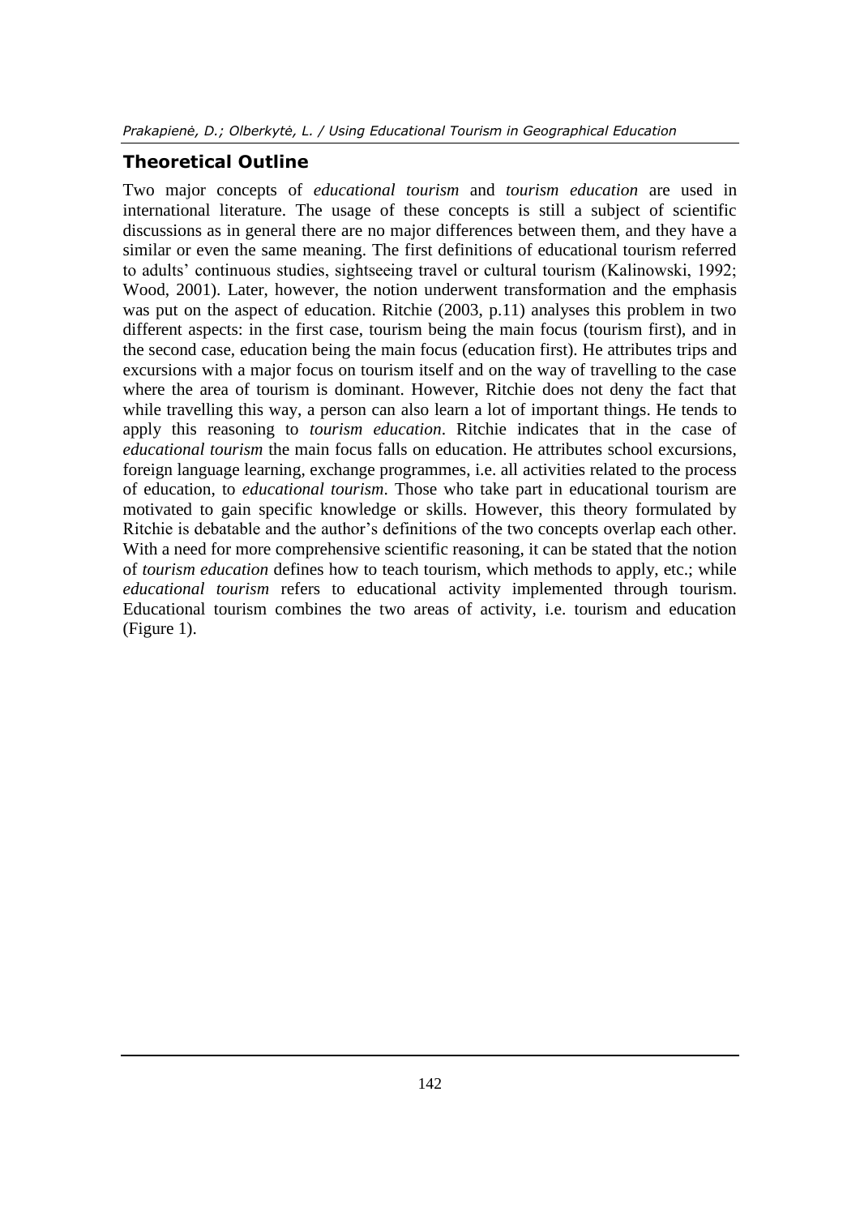## Theoretical Outline

Two major concepts of *educational tourism* and *tourism education* are used in international literature. The usage of these concepts is still a subject of scientific discussions as in general there are no major differences between them, and they have a similar or even the same meaning. The first definitions of educational tourism referred to adults' continuous studies, sightseeing travel or cultural tourism (Kalinowski, 1992; Wood, 2001). Later, however, the notion underwent transformation and the emphasis was put on the aspect of education. Ritchie (2003, p.11) analyses this problem in two different aspects: in the first case, tourism being the main focus (tourism first), and in the second case, education being the main focus (education first). He attributes trips and excursions with a major focus on tourism itself and on the way of travelling to the case where the area of tourism is dominant. However, Ritchie does not deny the fact that while travelling this way, a person can also learn a lot of important things. He tends to apply this reasoning to *tourism education*. Ritchie indicates that in the case of *educational tourism* the main focus falls on education. He attributes school excursions, foreign language learning, exchange programmes, i.e. all activities related to the process of education, to *educational tourism*. Those who take part in educational tourism are motivated to gain specific knowledge or skills. However, this theory formulated by Ritchie is debatable and the author's definitions of the two concepts overlap each other. With a need for more comprehensive scientific reasoning, it can be stated that the notion of *tourism education* defines how to teach tourism, which methods to apply, etc.; while *educational tourism* refers to educational activity implemented through tourism. Educational tourism combines the two areas of activity, i.e. tourism and education (Figure 1).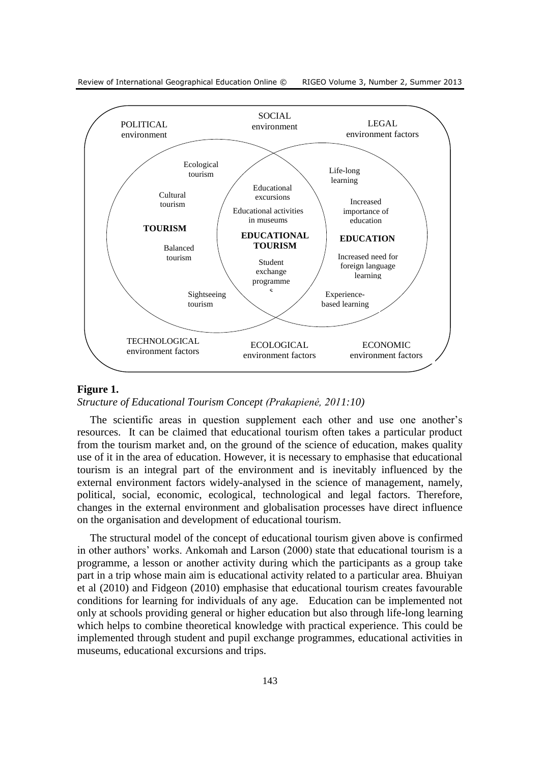**Figure 1.**

*Structure of Educational Tourism Concept (Prakapienė, 2011:10)*

The scientific areas in question supplement each other and use one another's resources. It can be claimed that educational tourism often takes a particular product from the tourism market and, on the ground of the science of education, makes quality use of it in the area of education. However, it is necessary to emphasise that educational tourism is an integral part of the environment and is inevitably influenced by the external environment factors widely-analysed in the science of management, namely, political, social, economic, ecological, technological and legal factors. Therefore, changes in the external environment and globalisation processes have direct influence on the organisation and development of educational tourism.

The structural model of the concept of educational tourism given above is confirmed in other authors' works. Ankomah and Larson (2000) state that educational tourism is a programme, a lesson or another activity during which the participants as a group take part in a trip whose main aim is educational activity related to a particular area. Bhuiyan et al (2010) and Fidgeon (2010) emphasise that educational tourism creates favourable conditions for learning for individuals of any age. Education can be implemented not only at schools providing general or higher education but also through life-long learning which helps to combine theoretical knowledge with practical experience. This could be implemented through student and pupil exchange programmes, educational activities in museums, educational excursions and trips.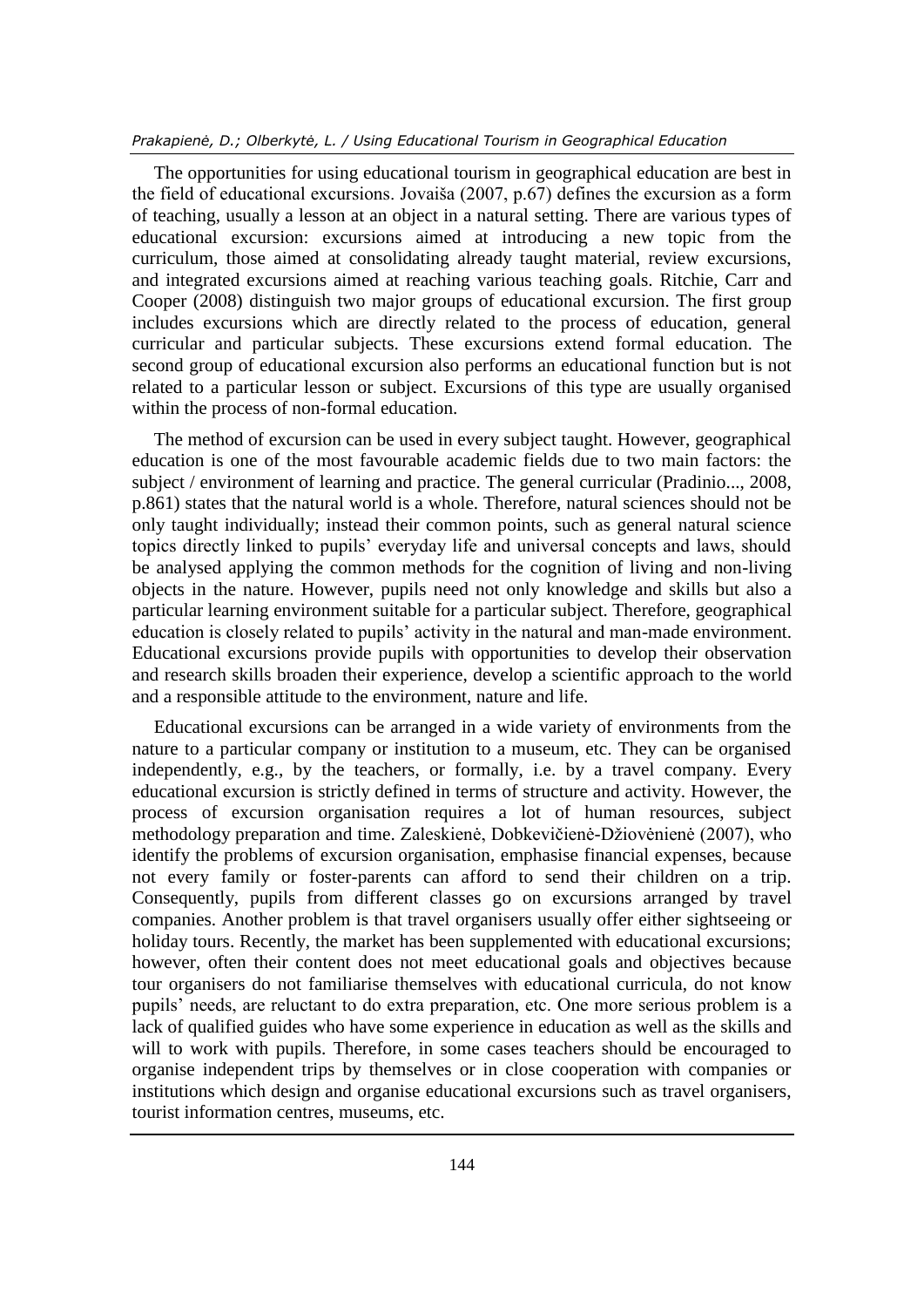The opportunities for using educational tourism in geographical education are best in the field of educational excursions. Jovaiša (2007, p.67) defines the excursion as a form of teaching, usually a lesson at an object in a natural setting. There are various types of educational excursion: excursions aimed at introducing a new topic from the curriculum, those aimed at consolidating already taught material, review excursions, and integrated excursions aimed at reaching various teaching goals. Ritchie, Carr and Cooper (2008) distinguish two major groups of educational excursion. The first group includes excursions which are directly related to the process of education, general curricular and particular subjects. These excursions extend formal education. The second group of educational excursion also performs an educational function but is not related to a particular lesson or subject. Excursions of this type are usually organised within the process of non-formal education.

The method of excursion can be used in every subject taught. However, geographical education is one of the most favourable academic fields due to two main factors: the subject / environment of learning and practice. The general curricular (Pradinio..., 2008, p.861) states that the natural world is a whole. Therefore, natural sciences should not be only taught individually; instead their common points, such as general natural science topics directly linked to pupils' everyday life and universal concepts and laws, should be analysed applying the common methods for the cognition of living and non-living objects in the nature. However, pupils need not only knowledge and skills but also a particular learning environment suitable for a particular subject. Therefore, geographical education is closely related to pupils' activity in the natural and man-made environment. Educational excursions provide pupils with opportunities to develop their observation and research skills broaden their experience, develop a scientific approach to the world and a responsible attitude to the environment, nature and life.

Educational excursions can be arranged in a wide variety of environments from the nature to a particular company or institution to a museum, etc. They can be organised independently, e.g., by the teachers, or formally, i.e. by a travel company. Every educational excursion is strictly defined in terms of structure and activity. However, the process of excursion organisation requires a lot of human resources, subject methodology preparation and time. Zaleskienė, Dobkevičienė-Džiovėnienė (2007), who identify the problems of excursion organisation, emphasise financial expenses, because not every family or foster-parents can afford to send their children on a trip. Consequently, pupils from different classes go on excursions arranged by travel companies. Another problem is that travel organisers usually offer either sightseeing or holiday tours. Recently, the market has been supplemented with educational excursions; however, often their content does not meet educational goals and objectives because tour organisers do not familiarise themselves with educational curricula, do not know pupils' needs, are reluctant to do extra preparation, etc. One more serious problem is a lack of qualified guides who have some experience in education as well as the skills and will to work with pupils. Therefore, in some cases teachers should be encouraged to organise independent trips by themselves or in close cooperation with companies or institutions which design and organise educational excursions such as travel organisers, tourist information centres, museums, etc.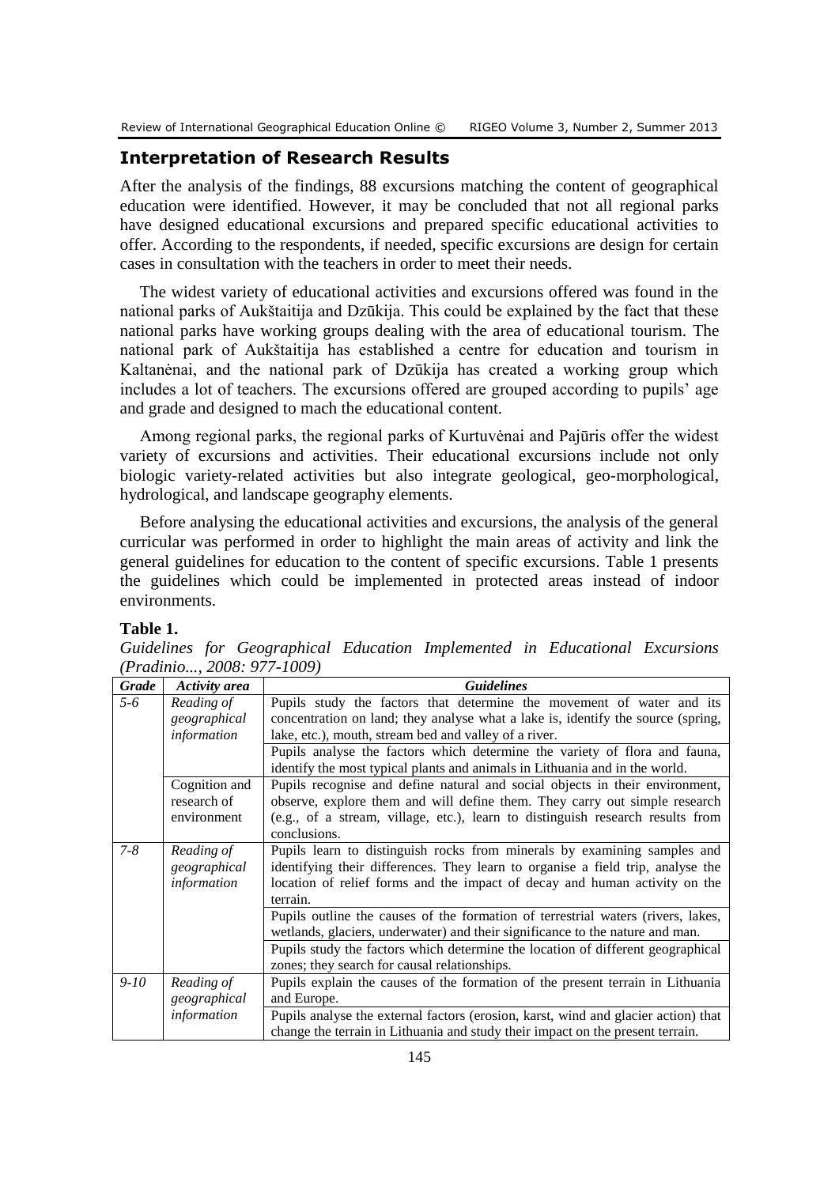## Interpretation of Research Results

After the analysis of the findings, 88 excursions matching the content of geographical education were identified. However, it may be concluded that not all regional parks have designed educational excursions and prepared specific educational activities to offer. According to the respondents, if needed, specific excursions are design for certain cases in consultation with the teachers in order to meet their needs.

The widest variety of educational activities and excursions offered was found in the national parks of Aukštaitija and Dzūkija. This could be explained by the fact that these national parks have working groups dealing with the area of educational tourism. The national park of Aukštaitija has established a centre for education and tourism in Kaltanėnai, and the national park of Dzūkija has created a working group which includes a lot of teachers. The excursions offered are grouped according to pupils' age and grade and designed to mach the educational content.

Among regional parks, the regional parks of Kurtuvėnai and Pajūris offer the widest variety of excursions and activities. Their educational excursions include not only biologic variety-related activities but also integrate geological, geo-morphological, hydrological, and landscape geography elements.

Before analysing the educational activities and excursions, the analysis of the general curricular was performed in order to highlight the main areas of activity and link the general guidelines for education to the content of specific excursions. Table 1 presents the guidelines which could be implemented in protected areas instead of indoor environments.

**Table 1.**

*Guidelines for Geographical Education Implemented in Educational Excursions (Pradinio..., 2008: 977-1009)*

| *Grade* | *Activity area* | *Guidelines* |
|---|---|---|
| *5-6* | *Reading of geographical information* | Pupils study the factors that determine the movement of water and its concentration on land; they analyse what a lake is, identify the source (spring, lake, etc.), mouth, stream bed and valley of a river. |
| | | Pupils analyse the factors which determine the variety of flora and fauna, identify the most typical plants and animals in Lithuania and in the world. |
| | Cognition and research of environment | Pupils recognise and define natural and social objects in their environment, observe, explore them and will define them. They carry out simple research (e.g., of a stream, village, etc.), learn to distinguish research results from conclusions. |
| *7-8* | *Reading of geographical information* | Pupils learn to distinguish rocks from minerals by examining samples and identifying their differences. They learn to organise a field trip, analyse the location of relief forms and the impact of decay and human activity on the terrain. |
| | | Pupils outline the causes of the formation of terrestrial waters (rivers, lakes, wetlands, glaciers, underwater) and their significance to the nature and man. |
| | | Pupils study the factors which determine the location of different geographical zones; they search for causal relationships. |
| *9-10* | *Reading of geographical information* | Pupils explain the causes of the formation of the present terrain in Lithuania and Europe. |
| | | Pupils analyse the external factors (erosion, karst, wind and glacier action) that change the terrain in Lithuania and study their impact on the present terrain. |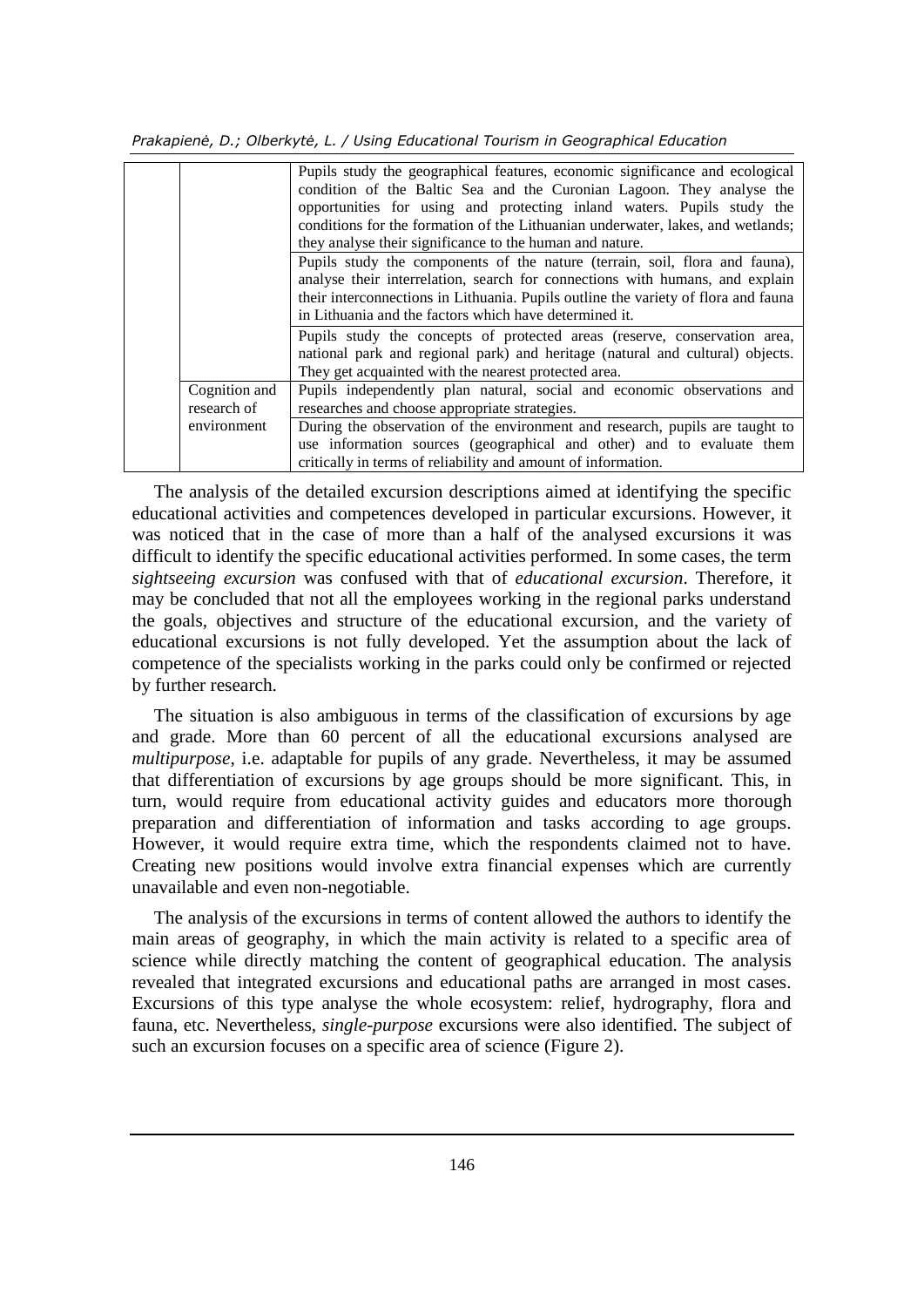| | | |
|---|---|---|
| | | Pupils study the geographical features, economic significance and ecological condition of the Baltic Sea and the Curonian Lagoon. They analyse the opportunities for using and protecting inland waters. Pupils study the conditions for the formation of the Lithuanian underwater, lakes, and wetlands; they analyse their significance to the human and nature. |
| | | Pupils study the components of the nature (terrain, soil, flora and fauna), analyse their interrelation, search for connections with humans, and explain their interconnections in Lithuania. Pupils outline the variety of flora and fauna in Lithuania and the factors which have determined it. |
| | | Pupils study the concepts of protected areas (reserve, conservation area, national park and regional park) and heritage (natural and cultural) objects. They get acquainted with the nearest protected area. |
| | Cognition and research of environment | Pupils independently plan natural, social and economic observations and researches and choose appropriate strategies. |
| | | During the observation of the environment and research, pupils are taught to use information sources (geographical and other) and to evaluate them critically in terms of reliability and amount of information. |

The analysis of the detailed excursion descriptions aimed at identifying the specific educational activities and competences developed in particular excursions. However, it was noticed that in the case of more than a half of the analysed excursions it was difficult to identify the specific educational activities performed. In some cases, the term *sightseeing excursion* was confused with that of *educational excursion*. Therefore, it may be concluded that not all the employees working in the regional parks understand the goals, objectives and structure of the educational excursion, and the variety of educational excursions is not fully developed. Yet the assumption about the lack of competence of the specialists working in the parks could only be confirmed or rejected by further research.

The situation is also ambiguous in terms of the classification of excursions by age and grade. More than 60 percent of all the educational excursions analysed are *multipurpose*, i.e. adaptable for pupils of any grade. Nevertheless, it may be assumed that differentiation of excursions by age groups should be more significant. This, in turn, would require from educational activity guides and educators more thorough preparation and differentiation of information and tasks according to age groups. However, it would require extra time, which the respondents claimed not to have. Creating new positions would involve extra financial expenses which are currently unavailable and even non-negotiable.

The analysis of the excursions in terms of content allowed the authors to identify the main areas of geography, in which the main activity is related to a specific area of science while directly matching the content of geographical education. The analysis revealed that integrated excursions and educational paths are arranged in most cases. Excursions of this type analyse the whole ecosystem: relief, hydrography, flora and fauna, etc. Nevertheless, *single-purpose* excursions were also identified. The subject of such an excursion focuses on a specific area of science (Figure 2).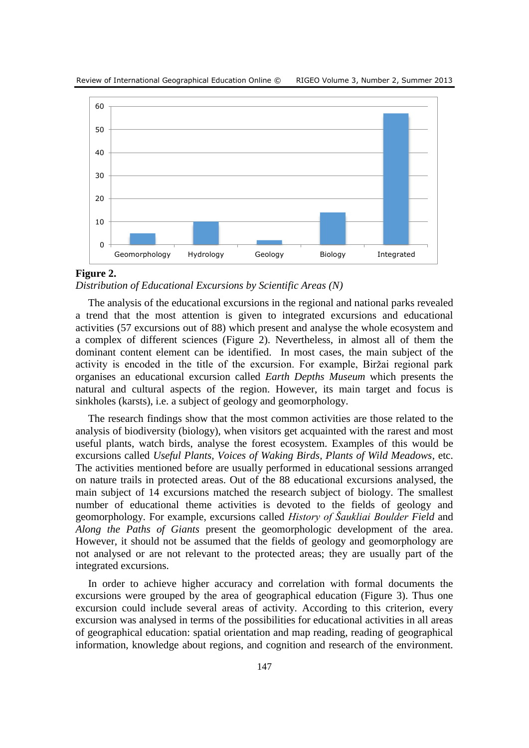**Figure 2.**

*Distribution of Educational Excursions by Scientific Areas (N)*

The analysis of the educational excursions in the regional and national parks revealed a trend that the most attention is given to integrated excursions and educational activities (57 excursions out of 88) which present and analyse the whole ecosystem and a complex of different sciences (Figure 2). Nevertheless, in almost all of them the dominant content element can be identified. In most cases, the main subject of the activity is encoded in the title of the excursion. For example, Biržai regional park organises an educational excursion called *Earth Depths Museum* which presents the natural and cultural aspects of the region. However, its main target and focus is sinkholes (karsts), i.e. a subject of geology and geomorphology.

The research findings show that the most common activities are those related to the analysis of biodiversity (biology), when visitors get acquainted with the rarest and most useful plants, watch birds, analyse the forest ecosystem. Examples of this would be excursions called *Useful Plants, Voices of Waking Birds, Plants of Wild Meadows*, etc. The activities mentioned before are usually performed in educational sessions arranged on nature trails in protected areas. Out of the 88 educational excursions analysed, the main subject of 14 excursions matched the research subject of biology. The smallest number of educational theme activities is devoted to the fields of geology and geomorphology. For example, excursions called *History of Šaukliai Boulder Field* and *Along the Paths of Giants* present the geomorphologic development of the area. However, it should not be assumed that the fields of geology and geomorphology are not analysed or are not relevant to the protected areas; they are usually part of the integrated excursions.

In order to achieve higher accuracy and correlation with formal documents the excursions were grouped by the area of geographical education (Figure 3). Thus one excursion could include several areas of activity. According to this criterion, every excursion was analysed in terms of the possibilities for educational activities in all areas of geographical education: spatial orientation and map reading, reading of geographical information, knowledge about regions, and cognition and research of the environment.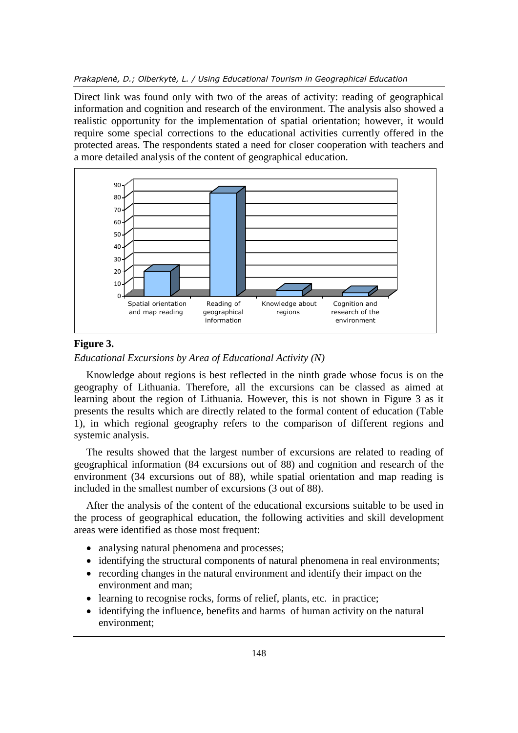Direct link was found only with two of the areas of activity: reading of geographical information and cognition and research of the environment. The analysis also showed a realistic opportunity for the implementation of spatial orientation; however, it would require some special corrections to the educational activities currently offered in the protected areas. The respondents stated a need for closer cooperation with teachers and a more detailed analysis of the content of geographical education.

**Figure 3.**

*Educational Excursions by Area of Educational Activity (N)*

Knowledge about regions is best reflected in the ninth grade whose focus is on the geography of Lithuania. Therefore, all the excursions can be classed as aimed at learning about the region of Lithuania. However, this is not shown in Figure 3 as it presents the results which are directly related to the formal content of education (Table 1), in which regional geography refers to the comparison of different regions and systemic analysis.

The results showed that the largest number of excursions are related to reading of geographical information (84 excursions out of 88) and cognition and research of the environment (34 excursions out of 88), while spatial orientation and map reading is included in the smallest number of excursions (3 out of 88).

After the analysis of the content of the educational excursions suitable to be used in the process of geographical education, the following activities and skill development areas were identified as those most frequent:

- analysing natural phenomena and processes;
- identifying the structural components of natural phenomena in real environments;
- recording changes in the natural environment and identify their impact on the environment and man;
- learning to recognise rocks, forms of relief, plants, etc. in practice;
- identifying the influence, benefits and harms of human activity on the natural environment;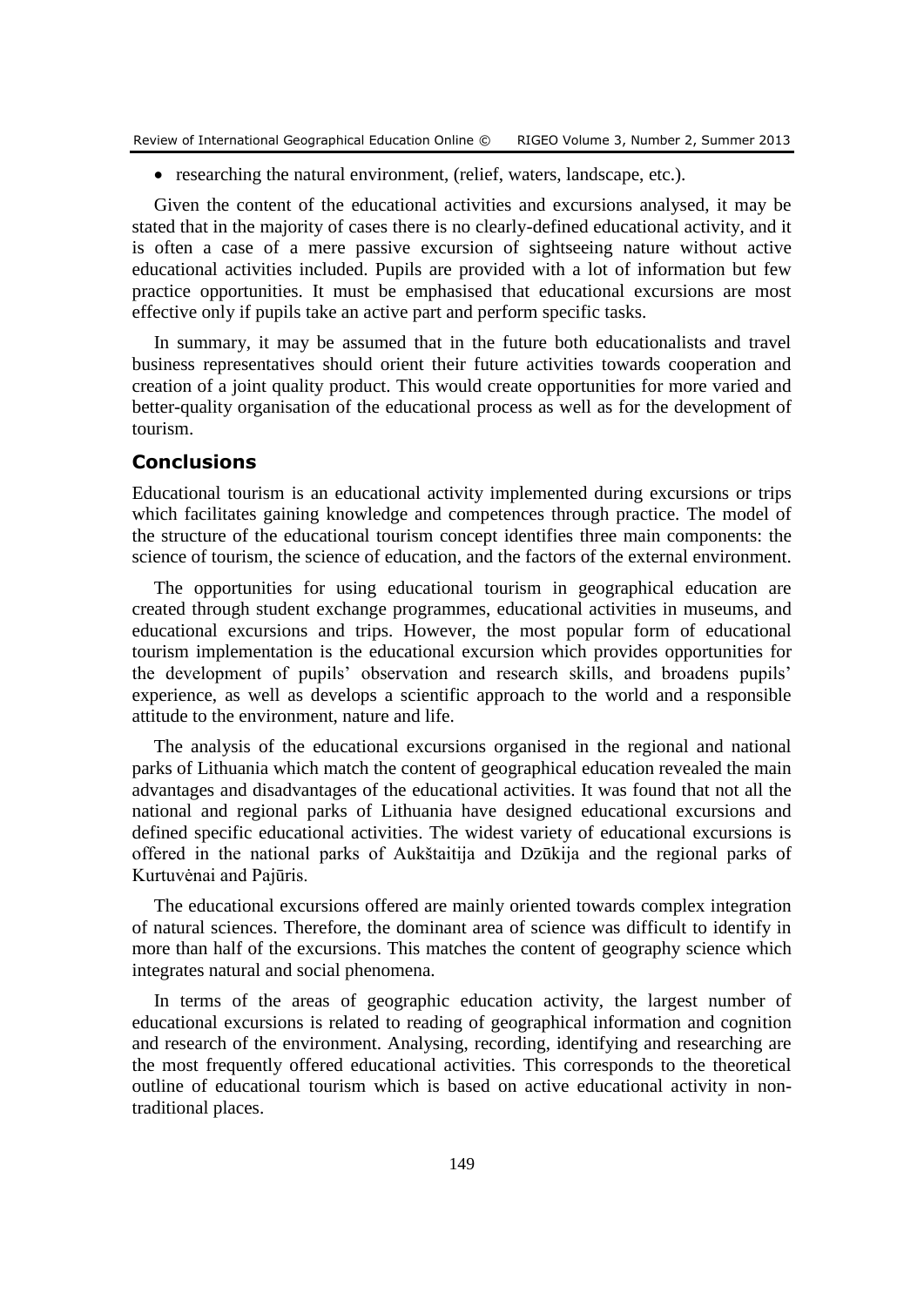- researching the natural environment, (relief, waters, landscape, etc.).

Given the content of the educational activities and excursions analysed, it may be stated that in the majority of cases there is no clearly-defined educational activity, and it is often a case of a mere passive excursion of sightseeing nature without active educational activities included. Pupils are provided with a lot of information but few practice opportunities. It must be emphasised that educational excursions are most effective only if pupils take an active part and perform specific tasks.

In summary, it may be assumed that in the future both educationalists and travel business representatives should orient their future activities towards cooperation and creation of a joint quality product. This would create opportunities for more varied and better-quality organisation of the educational process as well as for the development of tourism.

## Conclusions

Educational tourism is an educational activity implemented during excursions or trips which facilitates gaining knowledge and competences through practice. The model of the structure of the educational tourism concept identifies three main components: the science of tourism, the science of education, and the factors of the external environment.

The opportunities for using educational tourism in geographical education are created through student exchange programmes, educational activities in museums, and educational excursions and trips. However, the most popular form of educational tourism implementation is the educational excursion which provides opportunities for the development of pupils' observation and research skills, and broadens pupils' experience, as well as develops a scientific approach to the world and a responsible attitude to the environment, nature and life.

The analysis of the educational excursions organised in the regional and national parks of Lithuania which match the content of geographical education revealed the main advantages and disadvantages of the educational activities. It was found that not all the national and regional parks of Lithuania have designed educational excursions and defined specific educational activities. The widest variety of educational excursions is offered in the national parks of Aukštaitija and Dzūkija and the regional parks of Kurtuvėnai and Pajūris.

The educational excursions offered are mainly oriented towards complex integration of natural sciences. Therefore, the dominant area of science was difficult to identify in more than half of the excursions. This matches the content of geography science which integrates natural and social phenomena.

In terms of the areas of geographic education activity, the largest number of educational excursions is related to reading of geographical information and cognition and research of the environment. Analysing, recording, identifying and researching are the most frequently offered educational activities. This corresponds to the theoretical outline of educational tourism which is based on active educational activity in non-traditional places.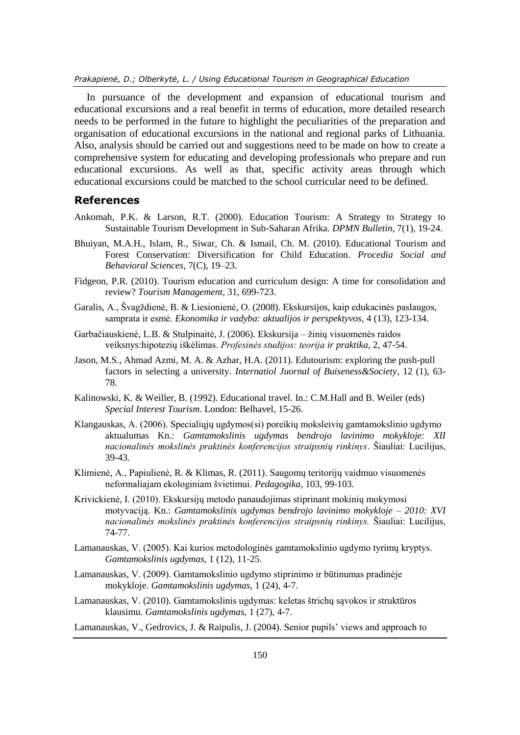In pursuance of the development and expansion of educational tourism and educational excursions and a real benefit in terms of education, more detailed research needs to be performed in the future to highlight the peculiarities of the preparation and organisation of educational excursions in the national and regional parks of Lithuania. Also, analysis should be carried out and suggestions need to be made on how to create a comprehensive system for educating and developing professionals who prepare and run educational excursions. As well as that, specific activity areas through which educational excursions could be matched to the school curricular need to be defined.

## References

Ankomah, P.K. & Larson, R.T. (2000). Education Tourism: A Strategy to Strategy to Sustainable Tourism Development in Sub-Saharan Afrika. *DPMN Bulletin*, 7(1), 19-24.

Bhuiyan, M.A.H., Islam, R., Siwar, Ch. & Ismail, Ch. M. (2010). Educational Tourism and Forest Conservation: Diversification for Child Education. *Procedia Social and Behavioral Sciences*, 7(C), 19–23.

Fidgeon, P.R. (2010). Tourism education and curriculum design: A time for consolidation and review? *Tourism Management*, 31, 699-723.

Garalis, A., Švagždienė, B. & Liesionienė, O. (2008). Ekskursijos, kaip edukacinės paslaugos, samprata ir esmė. *Ekonomika ir vadyba: aktualijos ir perspektyvos*, 4 (13), 123-134.

Garbačiauskienė, L.B. & Stulpinaitė, J. (2006). Ekskursija – žinių visuomenės raidos veiksnys:hipotezių iškėlimas. *Profesinės studijos: teorija ir praktika*, 2, 47-54.

Jason, M.S., Ahmad Azmi, M. A. & Azhar, H.A. (2011). Edutourism: exploring the push-pull factors in selecting a university. *Internatiol Juornal of Buiseness&Society*, 12 (1), 63-78.

Kalinowski, K. & Weiller, B. (1992). Educational travel. In.: C.M.Hall and B. Weiler (eds) *Special Interest Tourism*. London: Belhavel, 15-26.

Klangauskas, A. (2006). Specialiųjų ugdymos(si) poreikių moksleivių gamtamokslinio ugdymo aktualumas Kn.: *Gamtamokslinis ugdymas bendrojo lavinimo mokykloje: XII nacionalinės mokslinės praktinės konferencijos straipsnių rinkinys*. Šiauliai: Lucilijus, 39-43.

Klimienė, A., Papiulienė, R. & Klimas, R. (2011). Saugomų teritorijų vaidmuo visuomenės neformaliajam ekologiniam švietimui. *Pedagogika*, 103, 99-103.

Krivickienė, I. (2010). Ekskursijų metodo panaudojimas stiprinant mokinių mokymosi motyvaciją. Kn.: *Gamtamokslinis ugdymas bendrojo lavinimo mokykloje – 2010: XVI nacionalinės mokslinės praktinės konferencijos straipsnių rinkinys.* Šiauliai: Lucilijus, 74-77.

Lamanauskas, V. (2005). Kai kurios metodologinės gamtamokslinio ugdymo tyrimų kryptys. *Gamtamokslinis ugdymas*, 1 (12), 11-25.

Lamanauskas, V. (2009). Gamtamokslinio ugdymo stiprinimo ir būtinumas pradinėje mokykloje. *Gamtamokslinis ugdymas*, 1 (24), 4-7.

Lamanauskas, V. (2010). Gamtamokslinis ugdymas: keletas štrichų sąvokos ir struktūros klausimu. *Gamtamokslinis ugdymas*, 1 (27), 4-7.

Lamanauskas, V., Gedrovics, J. & Raipulis, J. (2004). Senior pupils' views and approach to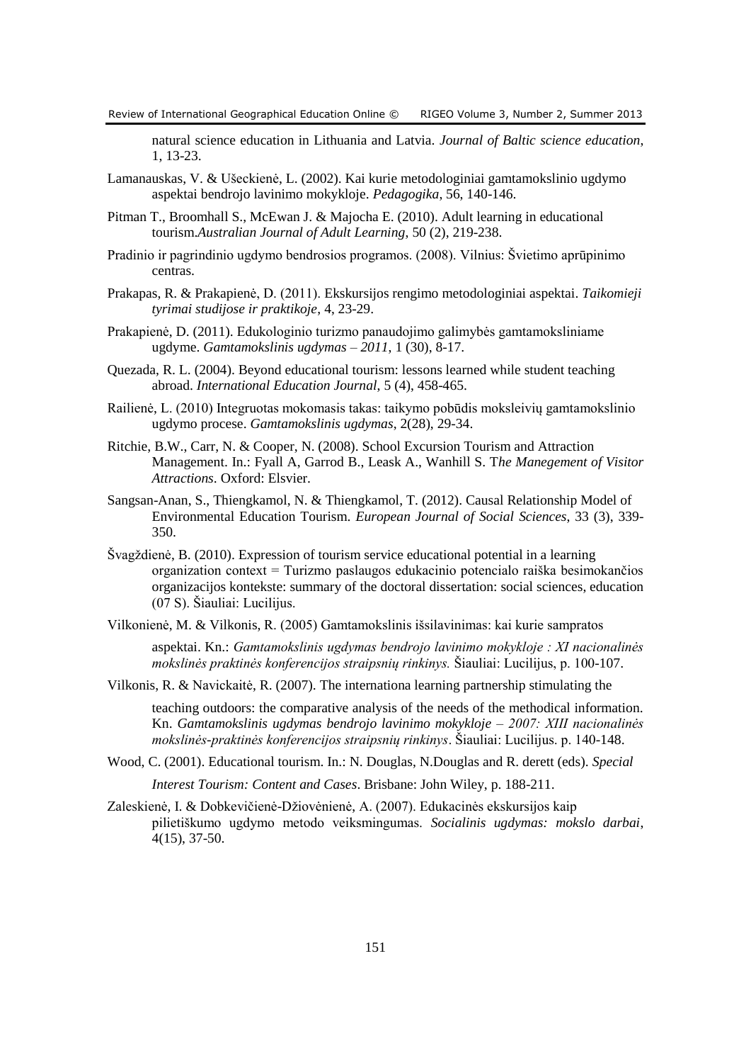natural science education in Lithuania and Latvia. *Journal of Baltic science education*, 1, 13-23.

Lamanauskas, V. & Ušeckienė, L. (2002). Kai kurie metodologiniai gamtamokslinio ugdymo aspektai bendrojo lavinimo mokykloje. *Pedagogika*, 56, 140-146.

Pitman T., Broomhall S., McEwan J. & Majocha E. (2010). Adult learning in educational tourism.*Australian Journal of Adult Learning*, 50 (2), 219-238.

Pradinio ir pagrindinio ugdymo bendrosios programos. (2008). Vilnius: Švietimo aprūpinimo centras.

Prakapas, R. & Prakapienė, D. (2011). Ekskursijos rengimo metodologiniai aspektai. *Taikomieji tyrimai studijose ir praktikoje*, 4, 23-29.

Prakapienė, D. (2011). Edukologinio turizmo panaudojimo galimybės gamtamoksliniame ugdyme. *Gamtamokslinis ugdymas – 2011*, 1 (30), 8-17.

Quezada, R. L. (2004). Beyond educational tourism: lessons learned while student teaching abroad. *International Education Journal*, 5 (4), 458-465.

Railienė, L. (2010) Integruotas mokomasis takas: taikymo pobūdis moksleivių gamtamokslinio ugdymo procese. *Gamtamokslinis ugdymas*, 2(28), 29-34.

Ritchie, B.W., Carr, N. & Cooper, N. (2008). School Excursion Tourism and Attraction Management. In.: Fyall A, Garrod B., Leask A., Wanhill S. T*he Manegement of Visitor Attractions*. Oxford: Elsvier.

Sangsan-Anan, S., Thiengkamol, N. & Thiengkamol, T. (2012). Causal Relationship Model of Environmental Education Tourism. *European Journal of Social Sciences*, 33 (3), 339-350.

Švagždienė, B. (2010). Expression of tourism service educational potential in a learning organization context = Turizmo paslaugos edukacinio potencialo raiška besimokančios organizacijos kontekste: summary of the doctoral dissertation: social sciences, education (07 S). Šiauliai: Lucilijus.

Vilkonienė, M. & Vilkonis, R. (2005) Gamtamokslinis išsilavinimas: kai kurie sampratos aspektai. Kn.: *Gamtamokslinis ugdymas bendrojo lavinimo mokykloje : XI nacionalinės mokslinės praktinės konferencijos straipsnių rinkinys.* Šiauliai: Lucilijus, p. 100-107.

Vilkonis, R. & Navickaitė, R. (2007). The internationa learning partnership stimulating the teaching outdoors: the comparative analysis of the needs of the methodical information. Kn. *Gamtamokslinis ugdymas bendrojo lavinimo mokykloje – 2007: XIII nacionalinės mokslinės-praktinės konferencijos straipsnių rinkinys*. Šiauliai: Lucilijus. p. 140-148.

Wood, C. (2001). Educational tourism. In.: N. Douglas, N.Douglas and R. derett (eds). *Special Interest Tourism: Content and Cases*. Brisbane: John Wiley, p. 188-211.

Zaleskienė, I. & Dobkevičienė-Džiovėnienė, A. (2007). Edukacinės ekskursijos kaip pilietiškumo ugdymo metodo veiksmingumas. *Socialinis ugdymas: mokslo darbai*, 4(15), 37-50.